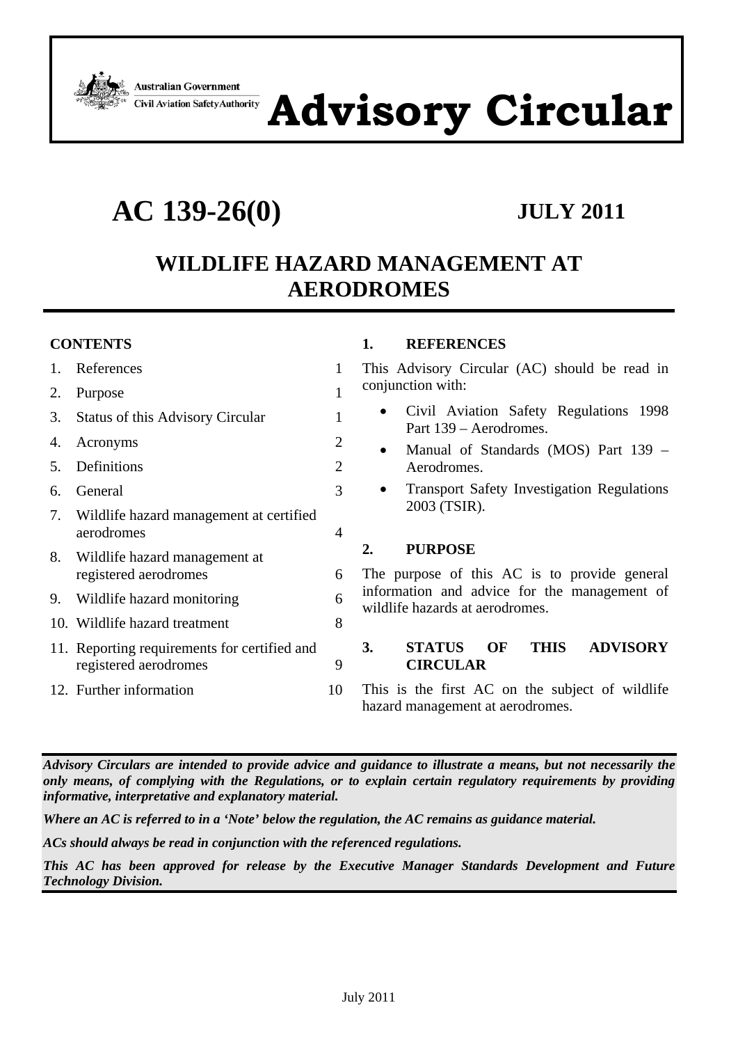Australian Government
Civil Aviation Safety Authority

# Advisory Circular

# AC 139-26(0)

**JULY 2011**

## WILDLIFE HAZARD MANAGEMENT AT AERODROMES

**CONTENTS**

| | | |
|---|---|---|
| 1. | References | 1 |
| 2. | Purpose | 1 |
| 3. | Status of this Advisory Circular | 1 |
| 4. | Acronyms | 2 |
| 5. | Definitions | 2 |
| 6. | General | 3 |
| 7. | Wildlife hazard management at certified aerodromes | 4 |
| 8. | Wildlife hazard management at registered aerodromes | 6 |
| 9. | Wildlife hazard monitoring | 6 |
| 10. | Wildlife hazard treatment | 8 |
| 11. | Reporting requirements for certified and registered aerodromes | 9 |
| 12. | Further information | 10 |

### 1. REFERENCES

This Advisory Circular (AC) should be read in conjunction with:

- Civil Aviation Safety Regulations 1998 Part 139 – Aerodromes.
- Manual of Standards (MOS) Part 139 – Aerodromes.
- Transport Safety Investigation Regulations 2003 (TSIR).

### 2. PURPOSE

The purpose of this AC is to provide general information and advice for the management of wildlife hazards at aerodromes.

### 3. STATUS OF THIS ADVISORY CIRCULAR

This is the first AC on the subject of wildlife hazard management at aerodromes.

***Advisory Circulars are intended to provide advice and guidance to illustrate a means, but not necessarily the only means, of complying with the Regulations, or to explain certain regulatory requirements by providing informative, interpretative and explanatory material.***

***Where an AC is referred to in a 'Note' below the regulation, the AC remains as guidance material.***

***ACs should always be read in conjunction with the referenced regulations.***

***This AC has been approved for release by the Executive Manager Standards Development and Future Technology Division.***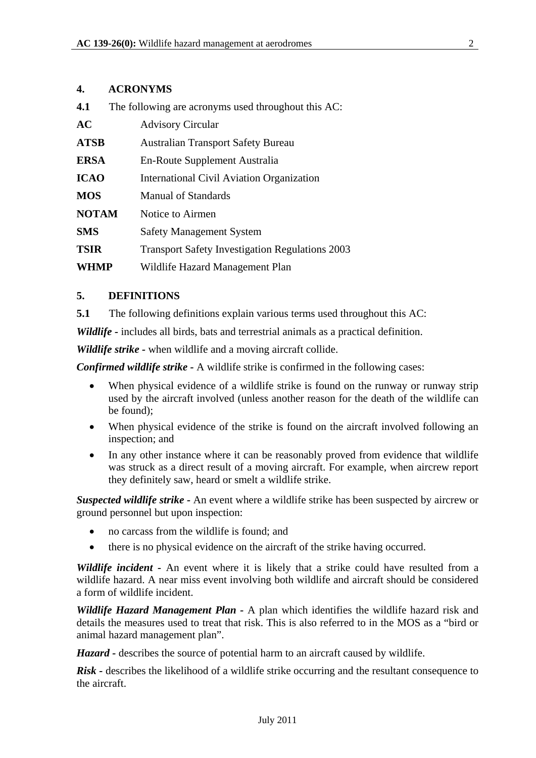## 4. ACRONYMS

**4.1** The following are acronyms used throughout this AC:

| | |
|---|---|
| **AC** | Advisory Circular |
| **ATSB** | Australian Transport Safety Bureau |
| **ERSA** | En-Route Supplement Australia |
| **ICAO** | International Civil Aviation Organization |
| **MOS** | Manual of Standards |
| **NOTAM** | Notice to Airmen |
| **SMS** | Safety Management System |
| **TSIR** | Transport Safety Investigation Regulations 2003 |
| **WHMP** | Wildlife Hazard Management Plan |

## 5. DEFINITIONS

**5.1** The following definitions explain various terms used throughout this AC:

***Wildlife*** **-** includes all birds, bats and terrestrial animals as a practical definition.

***Wildlife strike*** **-** when wildlife and a moving aircraft collide.

***Confirmed wildlife strike*** **-** A wildlife strike is confirmed in the following cases:

- When physical evidence of a wildlife strike is found on the runway or runway strip used by the aircraft involved (unless another reason for the death of the wildlife can be found);
- When physical evidence of the strike is found on the aircraft involved following an inspection; and
- In any other instance where it can be reasonably proved from evidence that wildlife was struck as a direct result of a moving aircraft. For example, when aircrew report they definitely saw, heard or smelt a wildlife strike.

***Suspected wildlife strike*** **-** An event where a wildlife strike has been suspected by aircrew or ground personnel but upon inspection:

- no carcass from the wildlife is found; and
- there is no physical evidence on the aircraft of the strike having occurred.

***Wildlife incident*** **-** An event where it is likely that a strike could have resulted from a wildlife hazard. A near miss event involving both wildlife and aircraft should be considered a form of wildlife incident.

***Wildlife Hazard Management Plan*** **-** A plan which identifies the wildlife hazard risk and details the measures used to treat that risk. This is also referred to in the MOS as a "bird or animal hazard management plan".

***Hazard*** **-** describes the source of potential harm to an aircraft caused by wildlife.

***Risk*** **-** describes the likelihood of a wildlife strike occurring and the resultant consequence to the aircraft.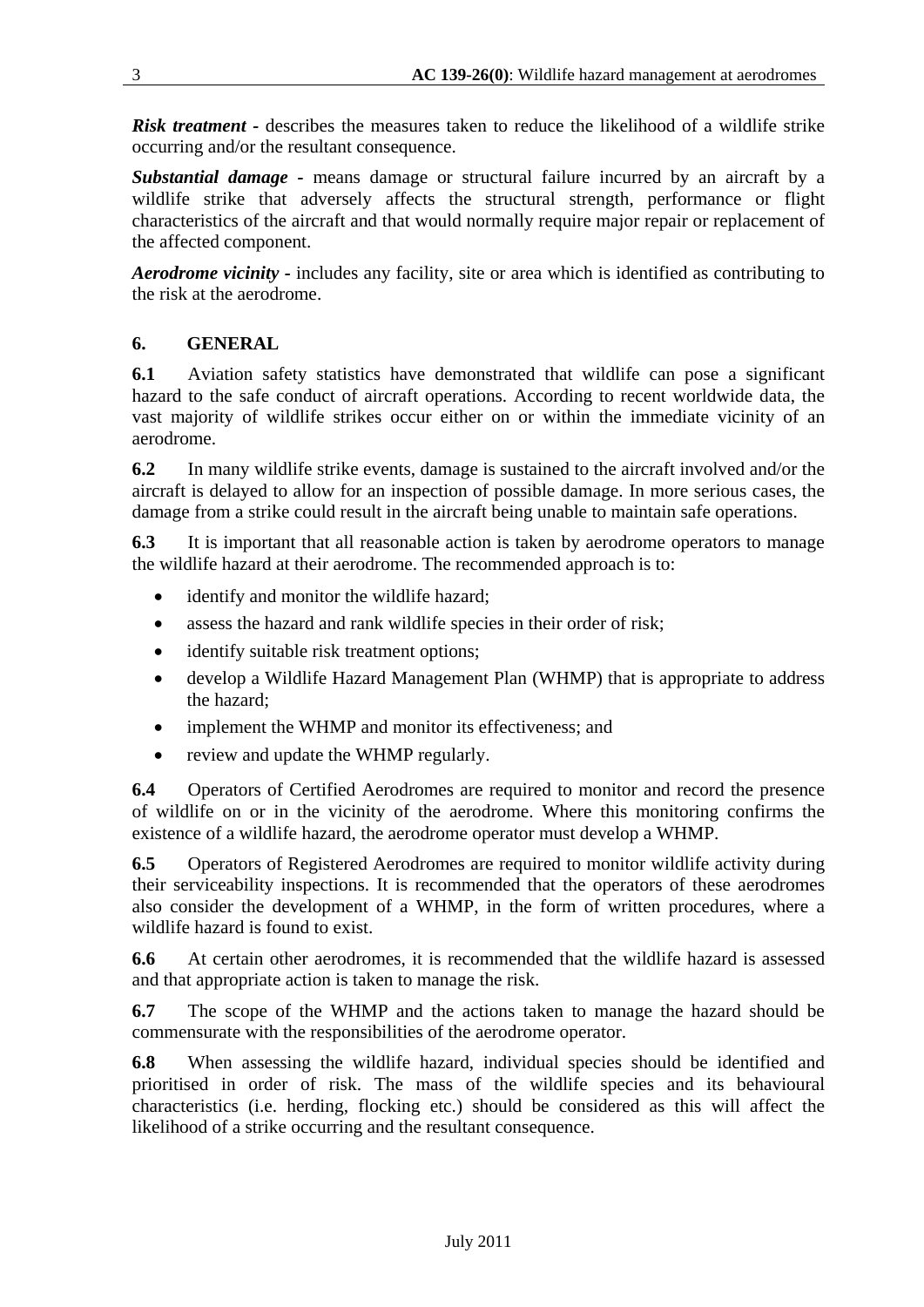***Risk treatment*** - describes the measures taken to reduce the likelihood of a wildlife strike occurring and/or the resultant consequence.

***Substantial damage*** - means damage or structural failure incurred by an aircraft by a wildlife strike that adversely affects the structural strength, performance or flight characteristics of the aircraft and that would normally require major repair or replacement of the affected component.

***Aerodrome vicinity*** - includes any facility, site or area which is identified as contributing to the risk at the aerodrome.

## 6. GENERAL

**6.1** Aviation safety statistics have demonstrated that wildlife can pose a significant hazard to the safe conduct of aircraft operations. According to recent worldwide data, the vast majority of wildlife strikes occur either on or within the immediate vicinity of an aerodrome.

**6.2** In many wildlife strike events, damage is sustained to the aircraft involved and/or the aircraft is delayed to allow for an inspection of possible damage. In more serious cases, the damage from a strike could result in the aircraft being unable to maintain safe operations.

**6.3** It is important that all reasonable action is taken by aerodrome operators to manage the wildlife hazard at their aerodrome. The recommended approach is to:

- identify and monitor the wildlife hazard;
- assess the hazard and rank wildlife species in their order of risk;
- identify suitable risk treatment options;
- develop a Wildlife Hazard Management Plan (WHMP) that is appropriate to address the hazard;
- implement the WHMP and monitor its effectiveness; and
- review and update the WHMP regularly.

**6.4** Operators of Certified Aerodromes are required to monitor and record the presence of wildlife on or in the vicinity of the aerodrome. Where this monitoring confirms the existence of a wildlife hazard, the aerodrome operator must develop a WHMP.

**6.5** Operators of Registered Aerodromes are required to monitor wildlife activity during their serviceability inspections. It is recommended that the operators of these aerodromes also consider the development of a WHMP, in the form of written procedures, where a wildlife hazard is found to exist.

**6.6** At certain other aerodromes, it is recommended that the wildlife hazard is assessed and that appropriate action is taken to manage the risk.

**6.7** The scope of the WHMP and the actions taken to manage the hazard should be commensurate with the responsibilities of the aerodrome operator.

**6.8** When assessing the wildlife hazard, individual species should be identified and prioritised in order of risk. The mass of the wildlife species and its behavioural characteristics (i.e. herding, flocking etc.) should be considered as this will affect the likelihood of a strike occurring and the resultant consequence.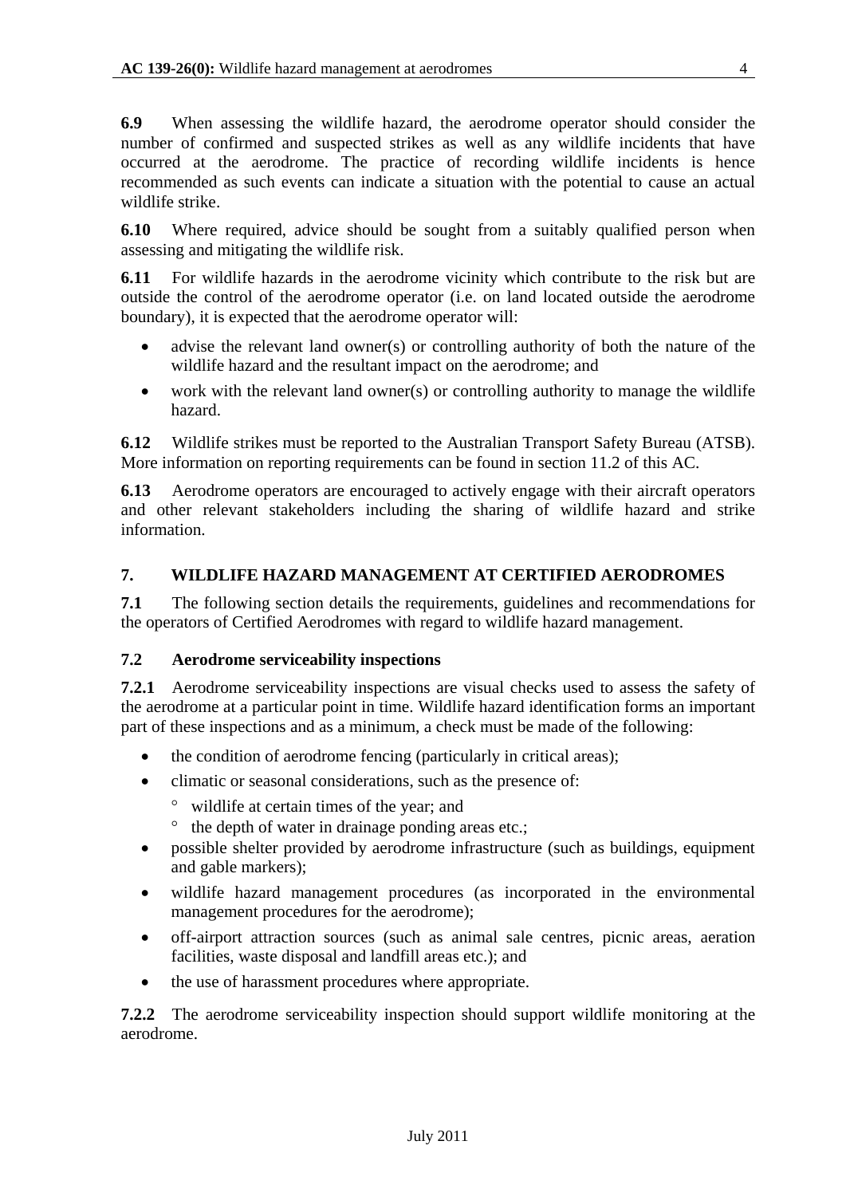**6.9** When assessing the wildlife hazard, the aerodrome operator should consider the number of confirmed and suspected strikes as well as any wildlife incidents that have occurred at the aerodrome. The practice of recording wildlife incidents is hence recommended as such events can indicate a situation with the potential to cause an actual wildlife strike.

**6.10** Where required, advice should be sought from a suitably qualified person when assessing and mitigating the wildlife risk.

**6.11** For wildlife hazards in the aerodrome vicinity which contribute to the risk but are outside the control of the aerodrome operator (i.e. on land located outside the aerodrome boundary), it is expected that the aerodrome operator will:

- advise the relevant land owner(s) or controlling authority of both the nature of the wildlife hazard and the resultant impact on the aerodrome; and
- work with the relevant land owner(s) or controlling authority to manage the wildlife hazard.

**6.12** Wildlife strikes must be reported to the Australian Transport Safety Bureau (ATSB). More information on reporting requirements can be found in section 11.2 of this AC.

**6.13** Aerodrome operators are encouraged to actively engage with their aircraft operators and other relevant stakeholders including the sharing of wildlife hazard and strike information.

## 7. WILDLIFE HAZARD MANAGEMENT AT CERTIFIED AERODROMES

**7.1** The following section details the requirements, guidelines and recommendations for the operators of Certified Aerodromes with regard to wildlife hazard management.

### 7.2 Aerodrome serviceability inspections

**7.2.1** Aerodrome serviceability inspections are visual checks used to assess the safety of the aerodrome at a particular point in time. Wildlife hazard identification forms an important part of these inspections and as a minimum, a check must be made of the following:

- the condition of aerodrome fencing (particularly in critical areas);
- climatic or seasonal considerations, such as the presence of:
  - wildlife at certain times of the year; and
  - the depth of water in drainage ponding areas etc.;
- possible shelter provided by aerodrome infrastructure (such as buildings, equipment and gable markers);
- wildlife hazard management procedures (as incorporated in the environmental management procedures for the aerodrome);
- off-airport attraction sources (such as animal sale centres, picnic areas, aeration facilities, waste disposal and landfill areas etc.); and
- the use of harassment procedures where appropriate.

**7.2.2** The aerodrome serviceability inspection should support wildlife monitoring at the aerodrome.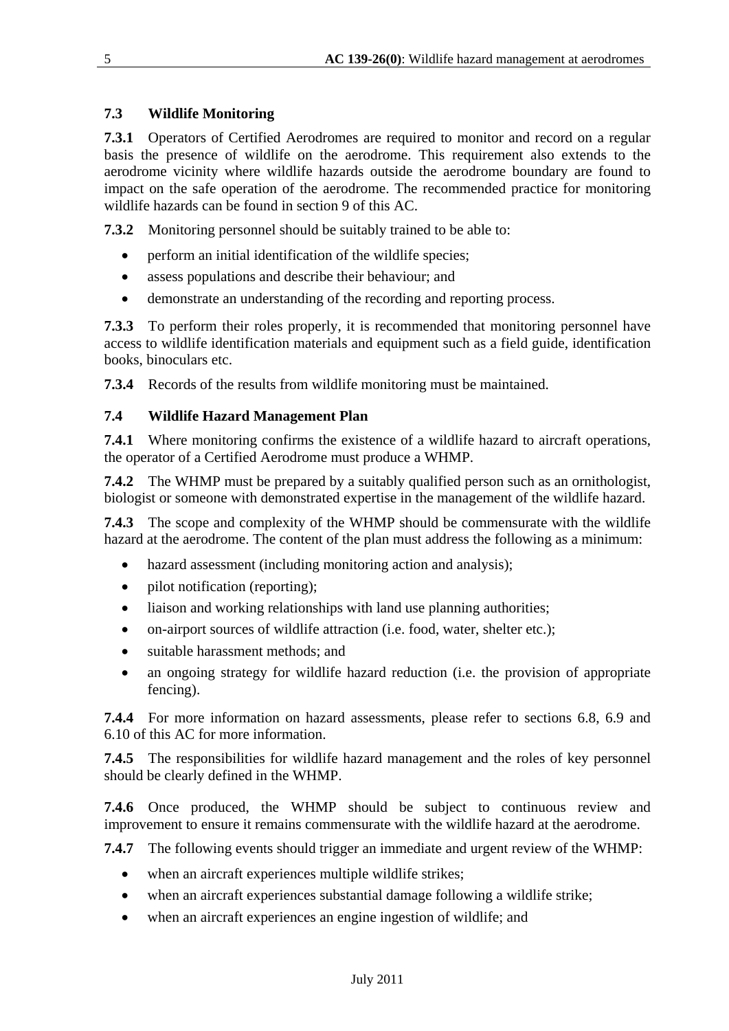## 7.3 Wildlife Monitoring

**7.3.1** Operators of Certified Aerodromes are required to monitor and record on a regular basis the presence of wildlife on the aerodrome. This requirement also extends to the aerodrome vicinity where wildlife hazards outside the aerodrome boundary are found to impact on the safe operation of the aerodrome. The recommended practice for monitoring wildlife hazards can be found in section 9 of this AC.

**7.3.2** Monitoring personnel should be suitably trained to be able to:

- perform an initial identification of the wildlife species;
- assess populations and describe their behaviour; and
- demonstrate an understanding of the recording and reporting process.

**7.3.3** To perform their roles properly, it is recommended that monitoring personnel have access to wildlife identification materials and equipment such as a field guide, identification books, binoculars etc.

**7.3.4** Records of the results from wildlife monitoring must be maintained.

## 7.4 Wildlife Hazard Management Plan

**7.4.1** Where monitoring confirms the existence of a wildlife hazard to aircraft operations, the operator of a Certified Aerodrome must produce a WHMP.

**7.4.2** The WHMP must be prepared by a suitably qualified person such as an ornithologist, biologist or someone with demonstrated expertise in the management of the wildlife hazard.

**7.4.3** The scope and complexity of the WHMP should be commensurate with the wildlife hazard at the aerodrome. The content of the plan must address the following as a minimum:

- hazard assessment (including monitoring action and analysis);
- pilot notification (reporting);
- liaison and working relationships with land use planning authorities;
- on-airport sources of wildlife attraction (i.e. food, water, shelter etc.);
- suitable harassment methods; and
- an ongoing strategy for wildlife hazard reduction (i.e. the provision of appropriate fencing).

**7.4.4** For more information on hazard assessments, please refer to sections 6.8, 6.9 and 6.10 of this AC for more information.

**7.4.5** The responsibilities for wildlife hazard management and the roles of key personnel should be clearly defined in the WHMP.

**7.4.6** Once produced, the WHMP should be subject to continuous review and improvement to ensure it remains commensurate with the wildlife hazard at the aerodrome.

**7.4.7** The following events should trigger an immediate and urgent review of the WHMP:

- when an aircraft experiences multiple wildlife strikes;
- when an aircraft experiences substantial damage following a wildlife strike;
- when an aircraft experiences an engine ingestion of wildlife; and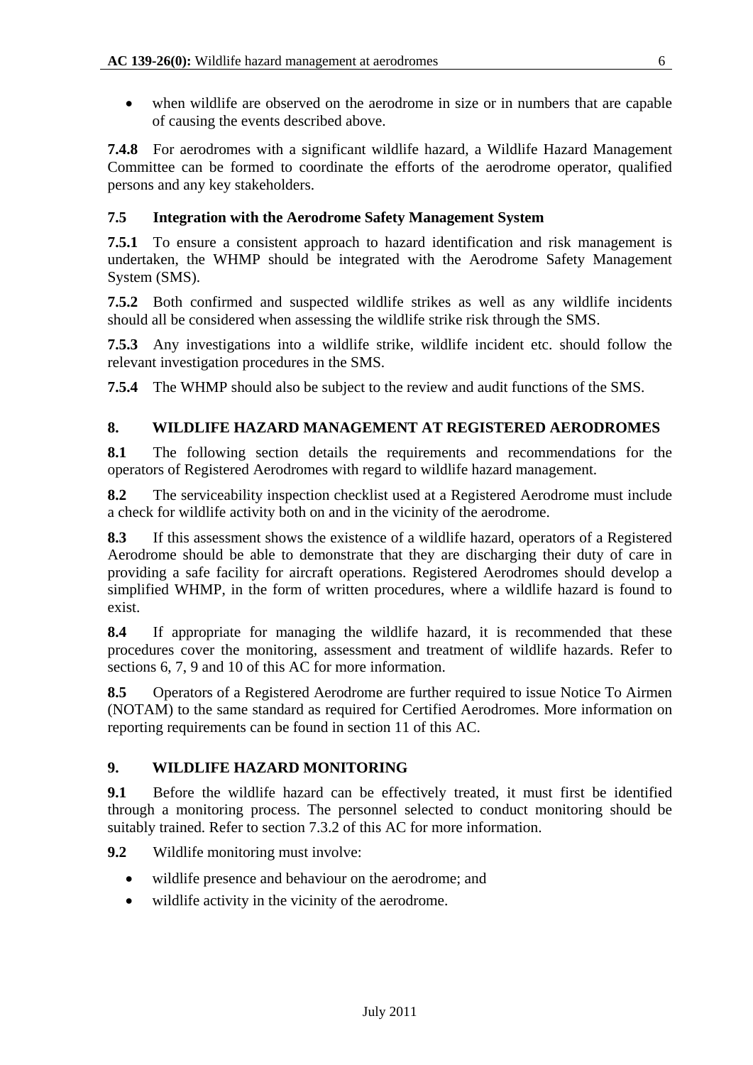- when wildlife are observed on the aerodrome in size or in numbers that are capable of causing the events described above.

**7.4.8** For aerodromes with a significant wildlife hazard, a Wildlife Hazard Management Committee can be formed to coordinate the efforts of the aerodrome operator, qualified persons and any key stakeholders.

### 7.5 Integration with the Aerodrome Safety Management System

**7.5.1** To ensure a consistent approach to hazard identification and risk management is undertaken, the WHMP should be integrated with the Aerodrome Safety Management System (SMS).

**7.5.2** Both confirmed and suspected wildlife strikes as well as any wildlife incidents should all be considered when assessing the wildlife strike risk through the SMS.

**7.5.3** Any investigations into a wildlife strike, wildlife incident etc. should follow the relevant investigation procedures in the SMS.

**7.5.4** The WHMP should also be subject to the review and audit functions of the SMS.

## 8. WILDLIFE HAZARD MANAGEMENT AT REGISTERED AERODROMES

**8.1** The following section details the requirements and recommendations for the operators of Registered Aerodromes with regard to wildlife hazard management.

**8.2** The serviceability inspection checklist used at a Registered Aerodrome must include a check for wildlife activity both on and in the vicinity of the aerodrome.

**8.3** If this assessment shows the existence of a wildlife hazard, operators of a Registered Aerodrome should be able to demonstrate that they are discharging their duty of care in providing a safe facility for aircraft operations. Registered Aerodromes should develop a simplified WHMP, in the form of written procedures, where a wildlife hazard is found to exist.

**8.4** If appropriate for managing the wildlife hazard, it is recommended that these procedures cover the monitoring, assessment and treatment of wildlife hazards. Refer to sections 6, 7, 9 and 10 of this AC for more information.

**8.5** Operators of a Registered Aerodrome are further required to issue Notice To Airmen (NOTAM) to the same standard as required for Certified Aerodromes. More information on reporting requirements can be found in section 11 of this AC.

## 9. WILDLIFE HAZARD MONITORING

**9.1** Before the wildlife hazard can be effectively treated, it must first be identified through a monitoring process. The personnel selected to conduct monitoring should be suitably trained. Refer to section 7.3.2 of this AC for more information.

**9.2** Wildlife monitoring must involve:

- wildlife presence and behaviour on the aerodrome; and
- wildlife activity in the vicinity of the aerodrome.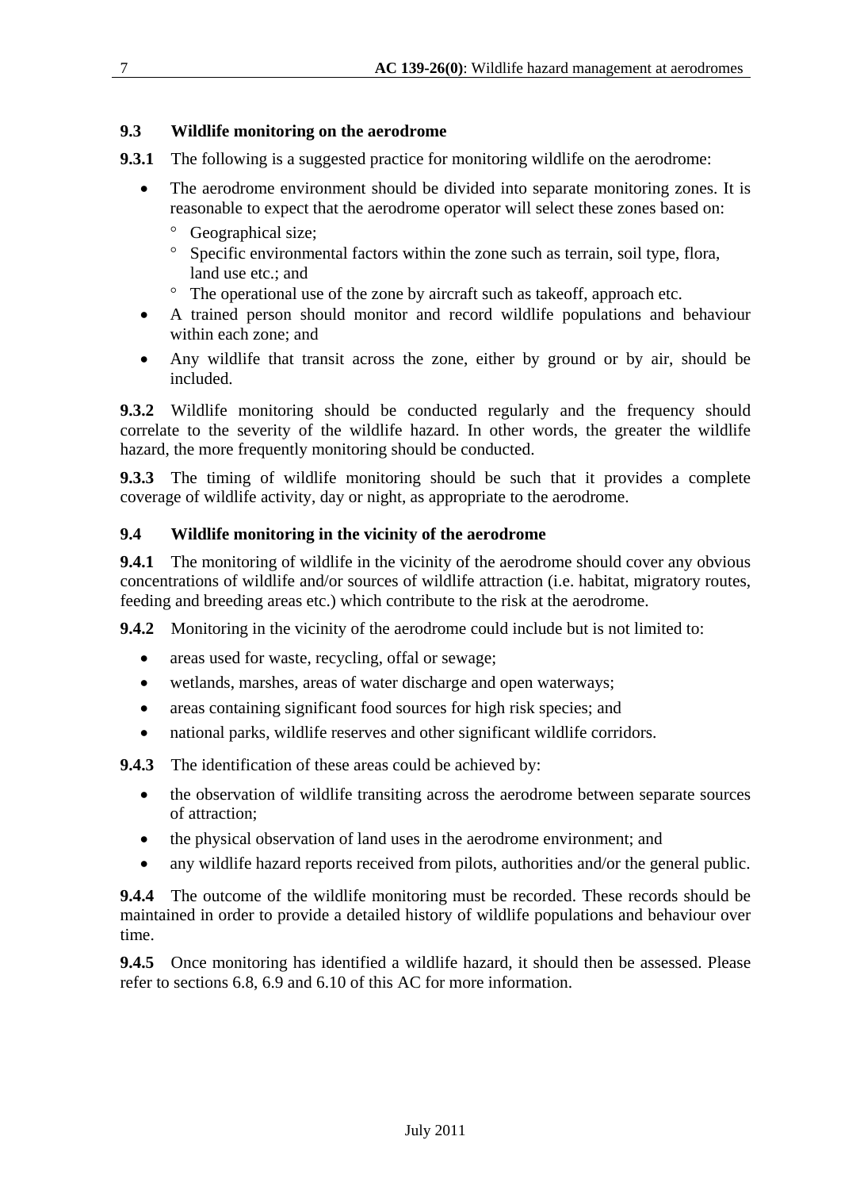## 9.3 Wildlife monitoring on the aerodrome

**9.3.1** The following is a suggested practice for monitoring wildlife on the aerodrome:

- The aerodrome environment should be divided into separate monitoring zones. It is reasonable to expect that the aerodrome operator will select these zones based on:
    - Geographical size;
    - Specific environmental factors within the zone such as terrain, soil type, flora, land use etc.; and
    - The operational use of the zone by aircraft such as takeoff, approach etc.
- A trained person should monitor and record wildlife populations and behaviour within each zone; and
- Any wildlife that transit across the zone, either by ground or by air, should be included.

**9.3.2** Wildlife monitoring should be conducted regularly and the frequency should correlate to the severity of the wildlife hazard. In other words, the greater the wildlife hazard, the more frequently monitoring should be conducted.

**9.3.3** The timing of wildlife monitoring should be such that it provides a complete coverage of wildlife activity, day or night, as appropriate to the aerodrome.

## 9.4 Wildlife monitoring in the vicinity of the aerodrome

**9.4.1** The monitoring of wildlife in the vicinity of the aerodrome should cover any obvious concentrations of wildlife and/or sources of wildlife attraction (i.e. habitat, migratory routes, feeding and breeding areas etc.) which contribute to the risk at the aerodrome.

**9.4.2** Monitoring in the vicinity of the aerodrome could include but is not limited to:

- areas used for waste, recycling, offal or sewage;
- wetlands, marshes, areas of water discharge and open waterways;
- areas containing significant food sources for high risk species; and
- national parks, wildlife reserves and other significant wildlife corridors.

**9.4.3** The identification of these areas could be achieved by:

- the observation of wildlife transiting across the aerodrome between separate sources of attraction;
- the physical observation of land uses in the aerodrome environment; and
- any wildlife hazard reports received from pilots, authorities and/or the general public.

**9.4.4** The outcome of the wildlife monitoring must be recorded. These records should be maintained in order to provide a detailed history of wildlife populations and behaviour over time.

**9.4.5** Once monitoring has identified a wildlife hazard, it should then be assessed. Please refer to sections 6.8, 6.9 and 6.10 of this AC for more information.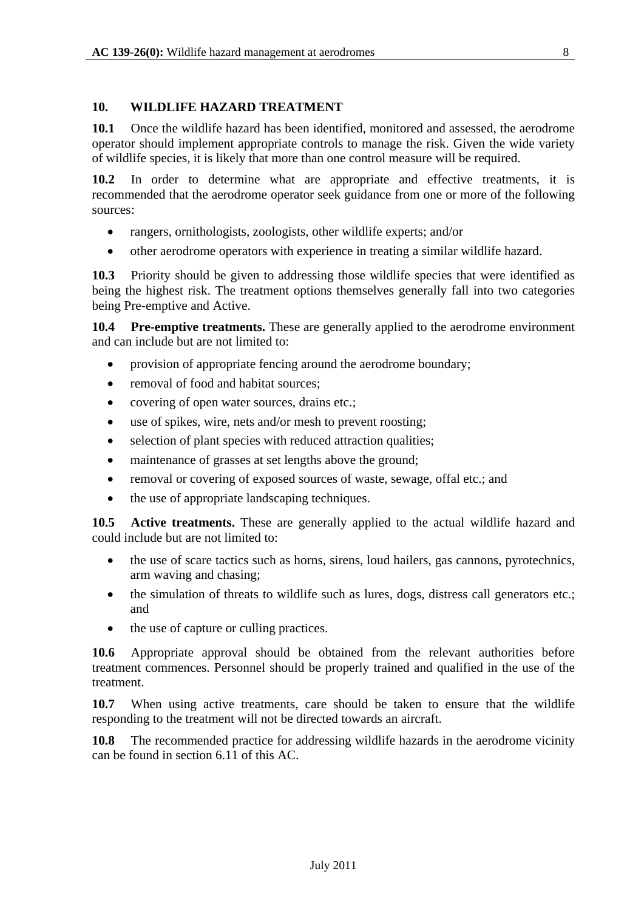## 10. WILDLIFE HAZARD TREATMENT

**10.1** Once the wildlife hazard has been identified, monitored and assessed, the aerodrome operator should implement appropriate controls to manage the risk. Given the wide variety of wildlife species, it is likely that more than one control measure will be required.

**10.2** In order to determine what are appropriate and effective treatments, it is recommended that the aerodrome operator seek guidance from one or more of the following sources:

- rangers, ornithologists, zoologists, other wildlife experts; and/or
- other aerodrome operators with experience in treating a similar wildlife hazard.

**10.3** Priority should be given to addressing those wildlife species that were identified as being the highest risk. The treatment options themselves generally fall into two categories being Pre-emptive and Active.

**10.4** **Pre-emptive treatments.** These are generally applied to the aerodrome environment and can include but are not limited to:

- provision of appropriate fencing around the aerodrome boundary;
- removal of food and habitat sources;
- covering of open water sources, drains etc.;
- use of spikes, wire, nets and/or mesh to prevent roosting;
- selection of plant species with reduced attraction qualities;
- maintenance of grasses at set lengths above the ground;
- removal or covering of exposed sources of waste, sewage, offal etc.; and
- the use of appropriate landscaping techniques.

**10.5** **Active treatments.** These are generally applied to the actual wildlife hazard and could include but are not limited to:

- the use of scare tactics such as horns, sirens, loud hailers, gas cannons, pyrotechnics, arm waving and chasing;
- the simulation of threats to wildlife such as lures, dogs, distress call generators etc.; and
- the use of capture or culling practices.

**10.6** Appropriate approval should be obtained from the relevant authorities before treatment commences. Personnel should be properly trained and qualified in the use of the treatment.

**10.7** When using active treatments, care should be taken to ensure that the wildlife responding to the treatment will not be directed towards an aircraft.

**10.8** The recommended practice for addressing wildlife hazards in the aerodrome vicinity can be found in section 6.11 of this AC.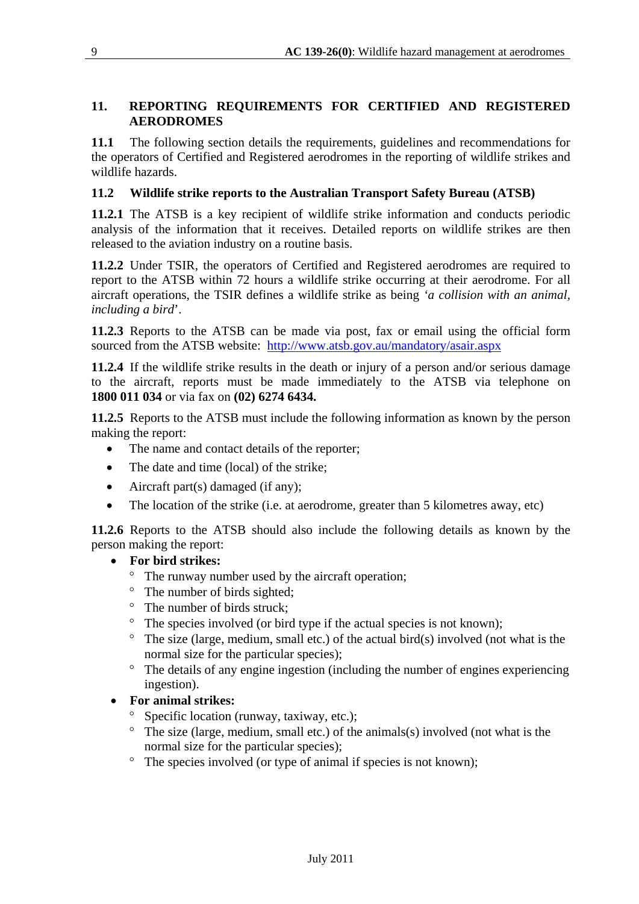## 11. REPORTING REQUIREMENTS FOR CERTIFIED AND REGISTERED AERODROMES

**11.1** The following section details the requirements, guidelines and recommendations for the operators of Certified and Registered aerodromes in the reporting of wildlife strikes and wildlife hazards.

### 11.2 Wildlife strike reports to the Australian Transport Safety Bureau (ATSB)

**11.2.1** The ATSB is a key recipient of wildlife strike information and conducts periodic analysis of the information that it receives. Detailed reports on wildlife strikes are then released to the aviation industry on a routine basis.

**11.2.2** Under TSIR, the operators of Certified and Registered aerodromes are required to report to the ATSB within 72 hours a wildlife strike occurring at their aerodrome. For all aircraft operations, the TSIR defines a wildlife strike as being '*a collision with an animal, including a bird*'.

**11.2.3** Reports to the ATSB can be made via post, fax or email using the official form sourced from the ATSB website: [http://www.atsb.gov.au/mandatory/asair.aspx](http://www.atsb.gov.au/mandatory/asair.aspx)

**11.2.4** If the wildlife strike results in the death or injury of a person and/or serious damage to the aircraft, reports must be made immediately to the ATSB via telephone on **1800 011 034** or via fax on **(02) 6274 6434.**

**11.2.5** Reports to the ATSB must include the following information as known by the person making the report:

- The name and contact details of the reporter;
- The date and time (local) of the strike;
- Aircraft part(s) damaged (if any);
- The location of the strike (i.e. at aerodrome, greater than 5 kilometres away, etc)

**11.2.6** Reports to the ATSB should also include the following details as known by the person making the report:

- **For bird strikes:**
  - The runway number used by the aircraft operation;
  - The number of birds sighted;
  - The number of birds struck;
  - The species involved (or bird type if the actual species is not known);
  - The size (large, medium, small etc.) of the actual bird(s) involved (not what is the normal size for the particular species);
  - The details of any engine ingestion (including the number of engines experiencing ingestion).
- **For animal strikes:**
  - Specific location (runway, taxiway, etc.);
  - The size (large, medium, small etc.) of the animals(s) involved (not what is the normal size for the particular species);
  - The species involved (or type of animal if species is not known);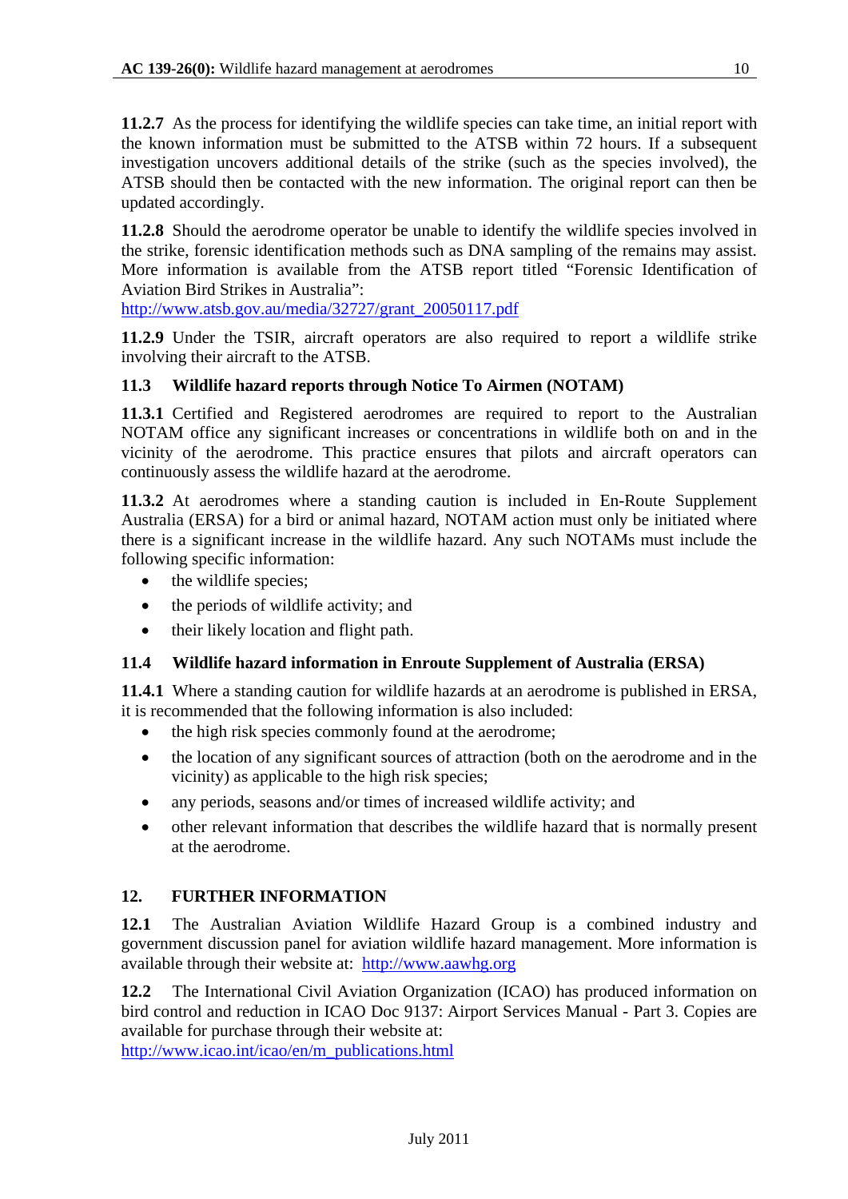**11.2.7** As the process for identifying the wildlife species can take time, an initial report with the known information must be submitted to the ATSB within 72 hours. If a subsequent investigation uncovers additional details of the strike (such as the species involved), the ATSB should then be contacted with the new information. The original report can then be updated accordingly.

**11.2.8** Should the aerodrome operator be unable to identify the wildlife species involved in the strike, forensic identification methods such as DNA sampling of the remains may assist. More information is available from the ATSB report titled "Forensic Identification of Aviation Bird Strikes in Australia":
http://www.atsb.gov.au/media/32727/grant_20050117.pdf

**11.2.9** Under the TSIR, aircraft operators are also required to report a wildlife strike involving their aircraft to the ATSB.

### 11.3 Wildlife hazard reports through Notice To Airmen (NOTAM)

**11.3.1** Certified and Registered aerodromes are required to report to the Australian NOTAM office any significant increases or concentrations in wildlife both on and in the vicinity of the aerodrome. This practice ensures that pilots and aircraft operators can continuously assess the wildlife hazard at the aerodrome.

**11.3.2** At aerodromes where a standing caution is included in En-Route Supplement Australia (ERSA) for a bird or animal hazard, NOTAM action must only be initiated where there is a significant increase in the wildlife hazard. Any such NOTAMs must include the following specific information:

- the wildlife species;
- the periods of wildlife activity; and
- their likely location and flight path.

### 11.4 Wildlife hazard information in Enroute Supplement of Australia (ERSA)

**11.4.1** Where a standing caution for wildlife hazards at an aerodrome is published in ERSA, it is recommended that the following information is also included:

- the high risk species commonly found at the aerodrome;
- the location of any significant sources of attraction (both on the aerodrome and in the vicinity) as applicable to the high risk species;
- any periods, seasons and/or times of increased wildlife activity; and
- other relevant information that describes the wildlife hazard that is normally present at the aerodrome.

## 12. FURTHER INFORMATION

**12.1** The Australian Aviation Wildlife Hazard Group is a combined industry and government discussion panel for aviation wildlife hazard management. More information is available through their website at: http://www.aawhg.org

**12.2** The International Civil Aviation Organization (ICAO) has produced information on bird control and reduction in ICAO Doc 9137: Airport Services Manual - Part 3. Copies are available for purchase through their website at:
http://www.icao.int/icao/en/m_publications.html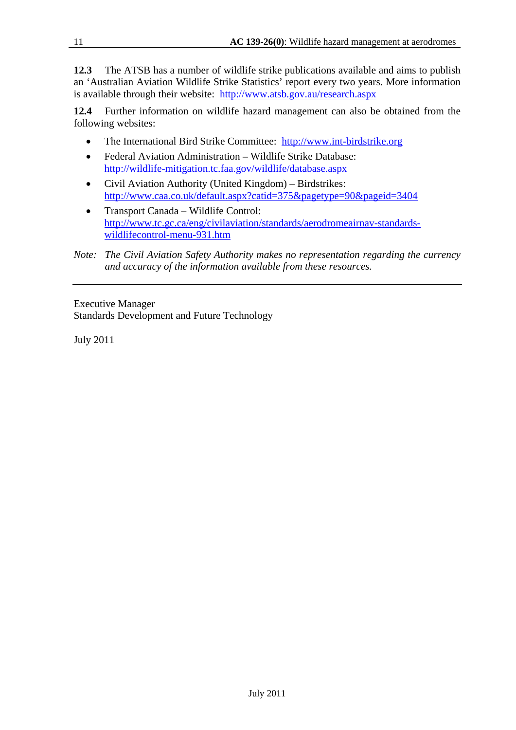**12.3** The ATSB has a number of wildlife strike publications available and aims to publish an 'Australian Aviation Wildlife Strike Statistics' report every two years. More information is available through their website: http://www.atsb.gov.au/research.aspx

**12.4** Further information on wildlife hazard management can also be obtained from the following websites:

- The International Bird Strike Committee: http://www.int-birdstrike.org
- Federal Aviation Administration – Wildlife Strike Database: http://wildlife-mitigation.tc.faa.gov/wildlife/database.aspx
- Civil Aviation Authority (United Kingdom) – Birdstrikes: http://www.caa.co.uk/default.aspx?catid=375&pagetype=90&pageid=3404
- Transport Canada – Wildlife Control: http://www.tc.gc.ca/eng/civilaviation/standards/aerodromeairnav-standards-wildlifecontrol-menu-931.htm

*Note: The Civil Aviation Safety Authority makes no representation regarding the currency and accuracy of the information available from these resources.*

---

Executive Manager
Standards Development and Future Technology

July 2011